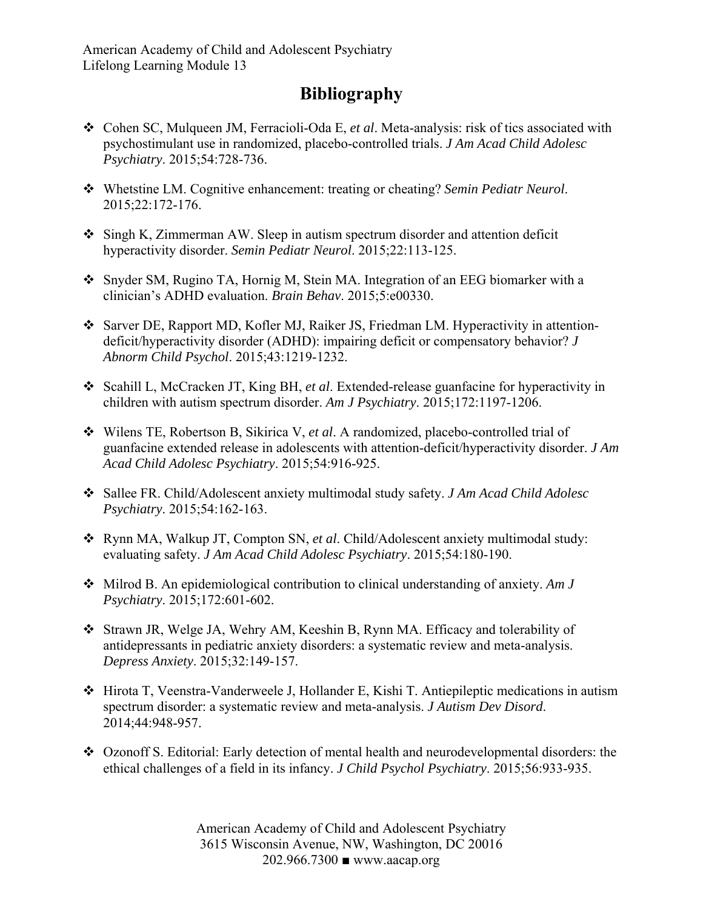American Academy of Child and Adolescent Psychiatry
Lifelong Learning Module 13

# Bibliography

- Cohen SC, Mulqueen JM, Ferracioli-Oda E, *et al*. Meta-analysis: risk of tics associated with psychostimulant use in randomized, placebo-controlled trials. *J Am Acad Child Adolesc Psychiatry*. 2015;54:728-736.

- Whetstine LM. Cognitive enhancement: treating or cheating? *Semin Pediatr Neurol*. 2015;22:172-176.

- Singh K, Zimmerman AW. Sleep in autism spectrum disorder and attention deficit hyperactivity disorder. *Semin Pediatr Neurol*. 2015;22:113-125.

- Snyder SM, Rugino TA, Hornig M, Stein MA. Integration of an EEG biomarker with a clinician's ADHD evaluation. *Brain Behav*. 2015;5:e00330.

- Sarver DE, Rapport MD, Kofler MJ, Raiker JS, Friedman LM. Hyperactivity in attention-deficit/hyperactivity disorder (ADHD): impairing deficit or compensatory behavior? *J Abnorm Child Psychol*. 2015;43:1219-1232.

- Scahill L, McCracken JT, King BH, *et al*. Extended-release guanfacine for hyperactivity in children with autism spectrum disorder. *Am J Psychiatry*. 2015;172:1197-1206.

- Wilens TE, Robertson B, Sikirica V, *et al*. A randomized, placebo-controlled trial of guanfacine extended release in adolescents with attention-deficit/hyperactivity disorder. *J Am Acad Child Adolesc Psychiatry*. 2015;54:916-925.

- Sallee FR. Child/Adolescent anxiety multimodal study safety. *J Am Acad Child Adolesc Psychiatry*. 2015;54:162-163.

- Rynn MA, Walkup JT, Compton SN, *et al*. Child/Adolescent anxiety multimodal study: evaluating safety. *J Am Acad Child Adolesc Psychiatry*. 2015;54:180-190.

- Milrod B. An epidemiological contribution to clinical understanding of anxiety. *Am J Psychiatry*. 2015;172:601-602.

- Strawn JR, Welge JA, Wehry AM, Keeshin B, Rynn MA. Efficacy and tolerability of antidepressants in pediatric anxiety disorders: a systematic review and meta-analysis. *Depress Anxiety*. 2015;32:149-157.

- Hirota T, Veenstra-Vanderweele J, Hollander E, Kishi T. Antiepileptic medications in autism spectrum disorder: a systematic review and meta-analysis. *J Autism Dev Disord*. 2014;44:948-957.

- Ozonoff S. Editorial: Early detection of mental health and neurodevelopmental disorders: the ethical challenges of a field in its infancy. *J Child Psychol Psychiatry*. 2015;56:933-935.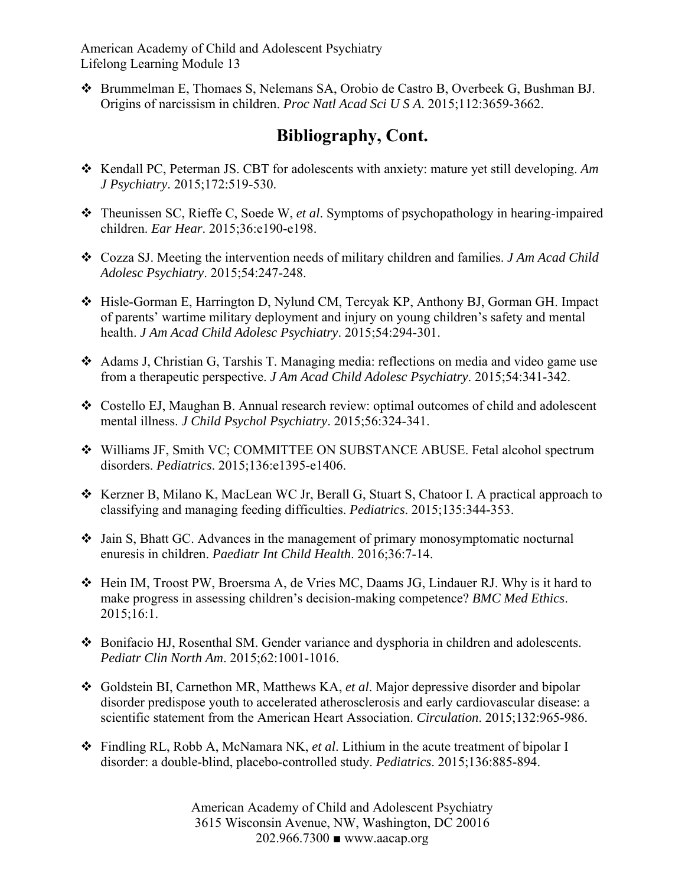- Brummelman E, Thomaes S, Nelemans SA, Orobio de Castro B, Overbeek G, Bushman BJ. Origins of narcissism in children. *Proc Natl Acad Sci U S A*. 2015;112:3659-3662.

## Bibliography, Cont.

- Kendall PC, Peterman JS. CBT for adolescents with anxiety: mature yet still developing. *Am J Psychiatry*. 2015;172:519-530.
- Theunissen SC, Rieffe C, Soede W, *et al*. Symptoms of psychopathology in hearing-impaired children. *Ear Hear*. 2015;36:e190-e198.
- Cozza SJ. Meeting the intervention needs of military children and families. *J Am Acad Child Adolesc Psychiatry*. 2015;54:247-248.
- Hisle-Gorman E, Harrington D, Nylund CM, Tercyak KP, Anthony BJ, Gorman GH. Impact of parents' wartime military deployment and injury on young children's safety and mental health. *J Am Acad Child Adolesc Psychiatry*. 2015;54:294-301.
- Adams J, Christian G, Tarshis T. Managing media: reflections on media and video game use from a therapeutic perspective. *J Am Acad Child Adolesc Psychiatry*. 2015;54:341-342.
- Costello EJ, Maughan B. Annual research review: optimal outcomes of child and adolescent mental illness. *J Child Psychol Psychiatry*. 2015;56:324-341.
- Williams JF, Smith VC; COMMITTEE ON SUBSTANCE ABUSE. Fetal alcohol spectrum disorders. *Pediatrics*. 2015;136:e1395-e1406.
- Kerzner B, Milano K, MacLean WC Jr, Berall G, Stuart S, Chatoor I. A practical approach to classifying and managing feeding difficulties. *Pediatrics*. 2015;135:344-353.
- Jain S, Bhatt GC. Advances in the management of primary monosymptomatic nocturnal enuresis in children. *Paediatr Int Child Health*. 2016;36:7-14.
- Hein IM, Troost PW, Broersma A, de Vries MC, Daams JG, Lindauer RJ. Why is it hard to make progress in assessing children's decision-making competence? *BMC Med Ethics*. 2015;16:1.
- Bonifacio HJ, Rosenthal SM. Gender variance and dysphoria in children and adolescents. *Pediatr Clin North Am*. 2015;62:1001-1016.
- Goldstein BI, Carnethon MR, Matthews KA, *et al*. Major depressive disorder and bipolar disorder predispose youth to accelerated atherosclerosis and early cardiovascular disease: a scientific statement from the American Heart Association. *Circulation*. 2015;132:965-986.
- Findling RL, Robb A, McNamara NK, *et al*. Lithium in the acute treatment of bipolar I disorder: a double-blind, placebo-controlled study. *Pediatrics*. 2015;136:885-894.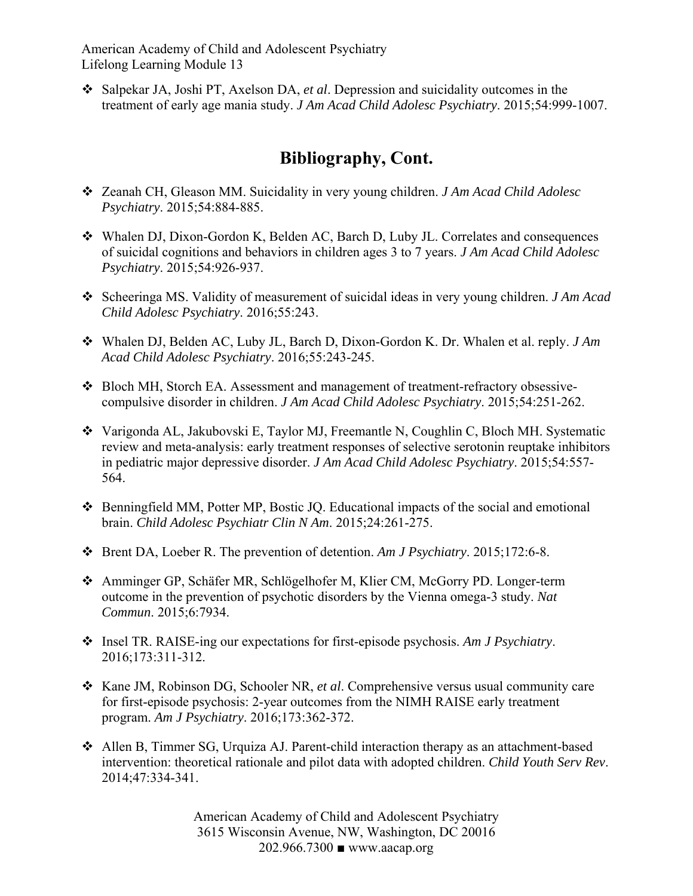- Salpekar JA, Joshi PT, Axelson DA, *et al*. Depression and suicidality outcomes in the treatment of early age mania study. *J Am Acad Child Adolesc Psychiatry*. 2015;54:999-1007.

## Bibliography, Cont.

- Zeanah CH, Gleason MM. Suicidality in very young children. *J Am Acad Child Adolesc Psychiatry*. 2015;54:884-885.

- Whalen DJ, Dixon-Gordon K, Belden AC, Barch D, Luby JL. Correlates and consequences of suicidal cognitions and behaviors in children ages 3 to 7 years. *J Am Acad Child Adolesc Psychiatry*. 2015;54:926-937.

- Scheeringa MS. Validity of measurement of suicidal ideas in very young children. *J Am Acad Child Adolesc Psychiatry*. 2016;55:243.

- Whalen DJ, Belden AC, Luby JL, Barch D, Dixon-Gordon K. Dr. Whalen et al. reply. *J Am Acad Child Adolesc Psychiatry*. 2016;55:243-245.

- Bloch MH, Storch EA. Assessment and management of treatment-refractory obsessive-compulsive disorder in children. *J Am Acad Child Adolesc Psychiatry*. 2015;54:251-262.

- Varigonda AL, Jakubovski E, Taylor MJ, Freemantle N, Coughlin C, Bloch MH. Systematic review and meta-analysis: early treatment responses of selective serotonin reuptake inhibitors in pediatric major depressive disorder. *J Am Acad Child Adolesc Psychiatry*. 2015;54:557-564.

- Benningfield MM, Potter MP, Bostic JQ. Educational impacts of the social and emotional brain. *Child Adolesc Psychiatr Clin N Am*. 2015;24:261-275.

- Brent DA, Loeber R. The prevention of detention. *Am J Psychiatry*. 2015;172:6-8.

- Amminger GP, Schäfer MR, Schlögelhofer M, Klier CM, McGorry PD. Longer-term outcome in the prevention of psychotic disorders by the Vienna omega-3 study. *Nat Commun*. 2015;6:7934.

- Insel TR. RAISE-ing our expectations for first-episode psychosis. *Am J Psychiatry*. 2016;173:311-312.

- Kane JM, Robinson DG, Schooler NR, *et al*. Comprehensive versus usual community care for first-episode psychosis: 2-year outcomes from the NIMH RAISE early treatment program. *Am J Psychiatry*. 2016;173:362-372.

- Allen B, Timmer SG, Urquiza AJ. Parent-child interaction therapy as an attachment-based intervention: theoretical rationale and pilot data with adopted children. *Child Youth Serv Rev*. 2014;47:334-341.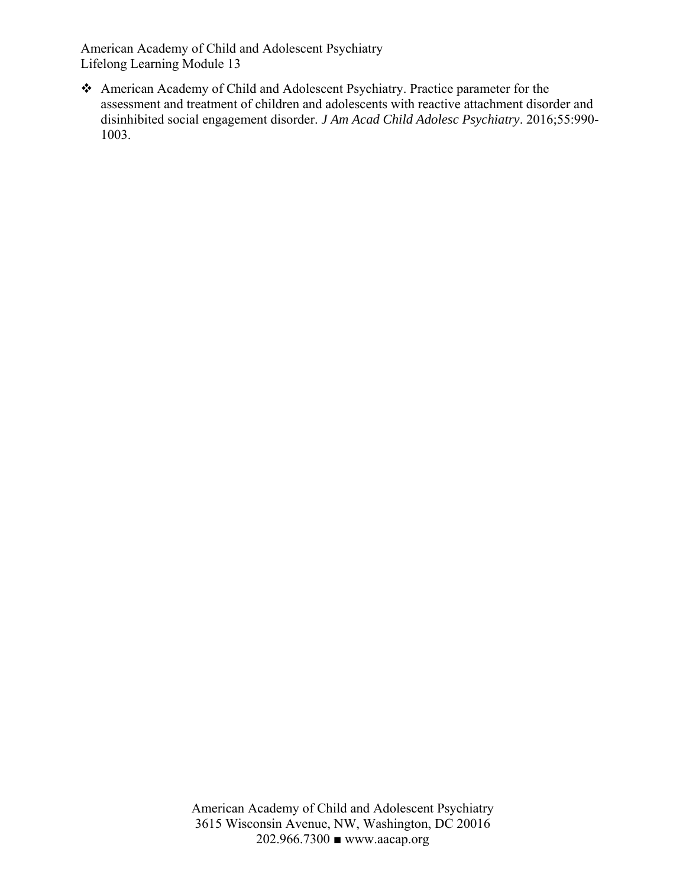- American Academy of Child and Adolescent Psychiatry. Practice parameter for the assessment and treatment of children and adolescents with reactive attachment disorder and disinhibited social engagement disorder. *J Am Acad Child Adolesc Psychiatry*. 2016;55:990-1003.